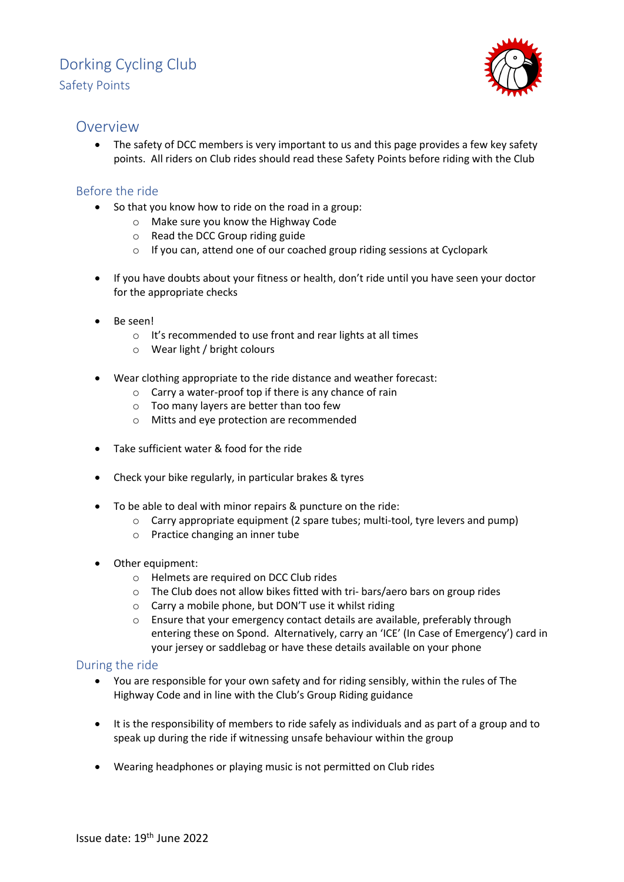# Dorking Cycling Club

Safety Points

## Overview

- The safety of DCC members is very important to us and this page provides a few key safety points. All riders on Club rides should read these Safety Points before riding with the Club

### Before the ride

- So that you know how to ride on the road in a group:
  - Make sure you know the Highway Code
  - Read the DCC Group riding guide
  - If you can, attend one of our coached group riding sessions at Cyclopark

- If you have doubts about your fitness or health, don't ride until you have seen your doctor for the appropriate checks

- Be seen!
  - It's recommended to use front and rear lights at all times
  - Wear light / bright colours

- Wear clothing appropriate to the ride distance and weather forecast:
  - Carry a water-proof top if there is any chance of rain
  - Too many layers are better than too few
  - Mitts and eye protection are recommended

- Take sufficient water & food for the ride

- Check your bike regularly, in particular brakes & tyres

- To be able to deal with minor repairs & puncture on the ride:
  - Carry appropriate equipment (2 spare tubes; multi-tool, tyre levers and pump)
  - Practice changing an inner tube

- Other equipment:
  - Helmets are required on DCC Club rides
  - The Club does not allow bikes fitted with tri- bars/aero bars on group rides
  - Carry a mobile phone, but DON'T use it whilst riding
  - Ensure that your emergency contact details are available, preferably through entering these on Spond. Alternatively, carry an 'ICE' (In Case of Emergency') card in your jersey or saddlebag or have these details available on your phone

### During the ride

- You are responsible for your own safety and for riding sensibly, within the rules of The Highway Code and in line with the Club's Group Riding guidance

- It is the responsibility of members to ride safely as individuals and as part of a group and to speak up during the ride if witnessing unsafe behaviour within the group

- Wearing headphones or playing music is not permitted on Club rides

Issue date: 19th June 2022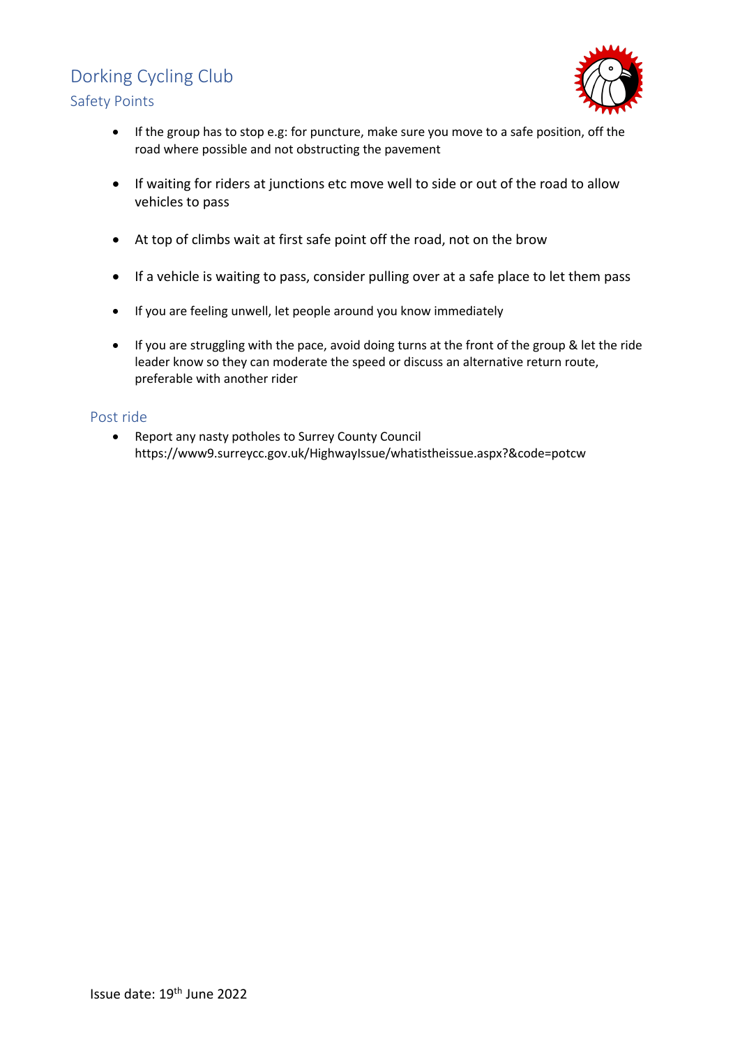# Dorking Cycling Club

## Safety Points

- If the group has to stop e.g: for puncture, make sure you move to a safe position, off the road where possible and not obstructing the pavement
- If waiting for riders at junctions etc move well to side or out of the road to allow vehicles to pass
- At top of climbs wait at first safe point off the road, not on the brow
- If a vehicle is waiting to pass, consider pulling over at a safe place to let them pass
- If you are feeling unwell, let people around you know immediately
- If you are struggling with the pace, avoid doing turns at the front of the group & let the ride leader know so they can moderate the speed or discuss an alternative return route, preferable with another rider

## Post ride

- Report any nasty potholes to Surrey County Council https://www9.surreycc.gov.uk/HighwayIssue/whatistheissue.aspx?&code=potcw

Issue date: 19th June 2022